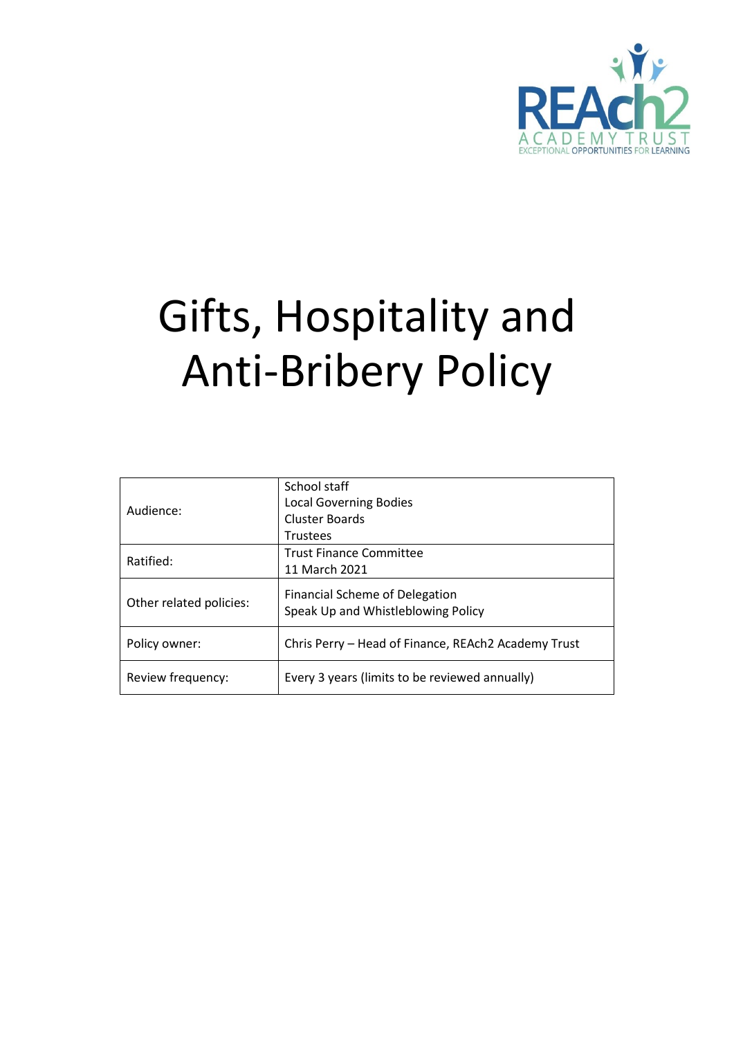REAch2 ACADEMY TRUST
EXCEPTIONAL OPPORTUNITIES FOR LEARNING

# Gifts, Hospitality and Anti-Bribery Policy

| | |
|---|---|
| Audience: | School staff<br>Local Governing Bodies<br>Cluster Boards<br>Trustees |
| Ratified: | Trust Finance Committee<br>11 March 2021 |
| Other related policies: | Financial Scheme of Delegation<br>Speak Up and Whistleblowing Policy |
| Policy owner: | Chris Perry – Head of Finance, REAch2 Academy Trust |
| Review frequency: | Every 3 years (limits to be reviewed annually) |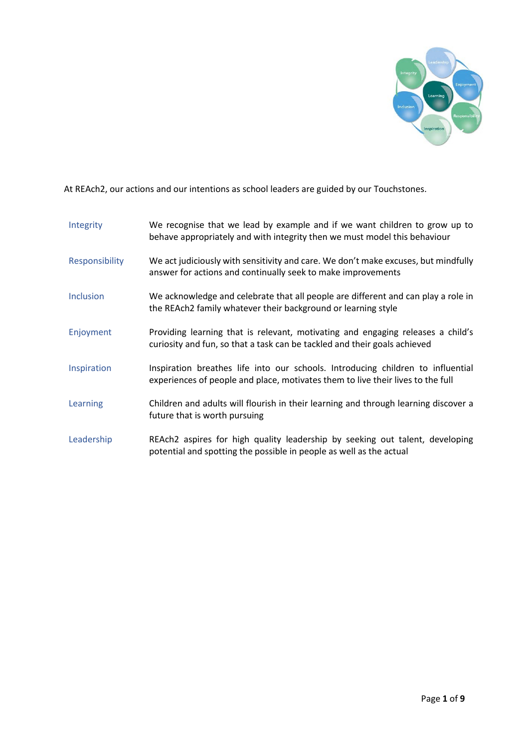At REAch2, our actions and our intentions as school leaders are guided by our Touchstones.

| | |
|---|---|
| Integrity | We recognise that we lead by example and if we want children to grow up to behave appropriately and with integrity then we must model this behaviour |
| Responsibility | We act judiciously with sensitivity and care. We don't make excuses, but mindfully answer for actions and continually seek to make improvements |
| Inclusion | We acknowledge and celebrate that all people are different and can play a role in the REAch2 family whatever their background or learning style |
| Enjoyment | Providing learning that is relevant, motivating and engaging releases a child's curiosity and fun, so that a task can be tackled and their goals achieved |
| Inspiration | Inspiration breathes life into our schools. Introducing children to influential experiences of people and place, motivates them to live their lives to the full |
| Learning | Children and adults will flourish in their learning and through learning discover a future that is worth pursuing |
| Leadership | REAch2 aspires for high quality leadership by seeking out talent, developing potential and spotting the possible in people as well as the actual |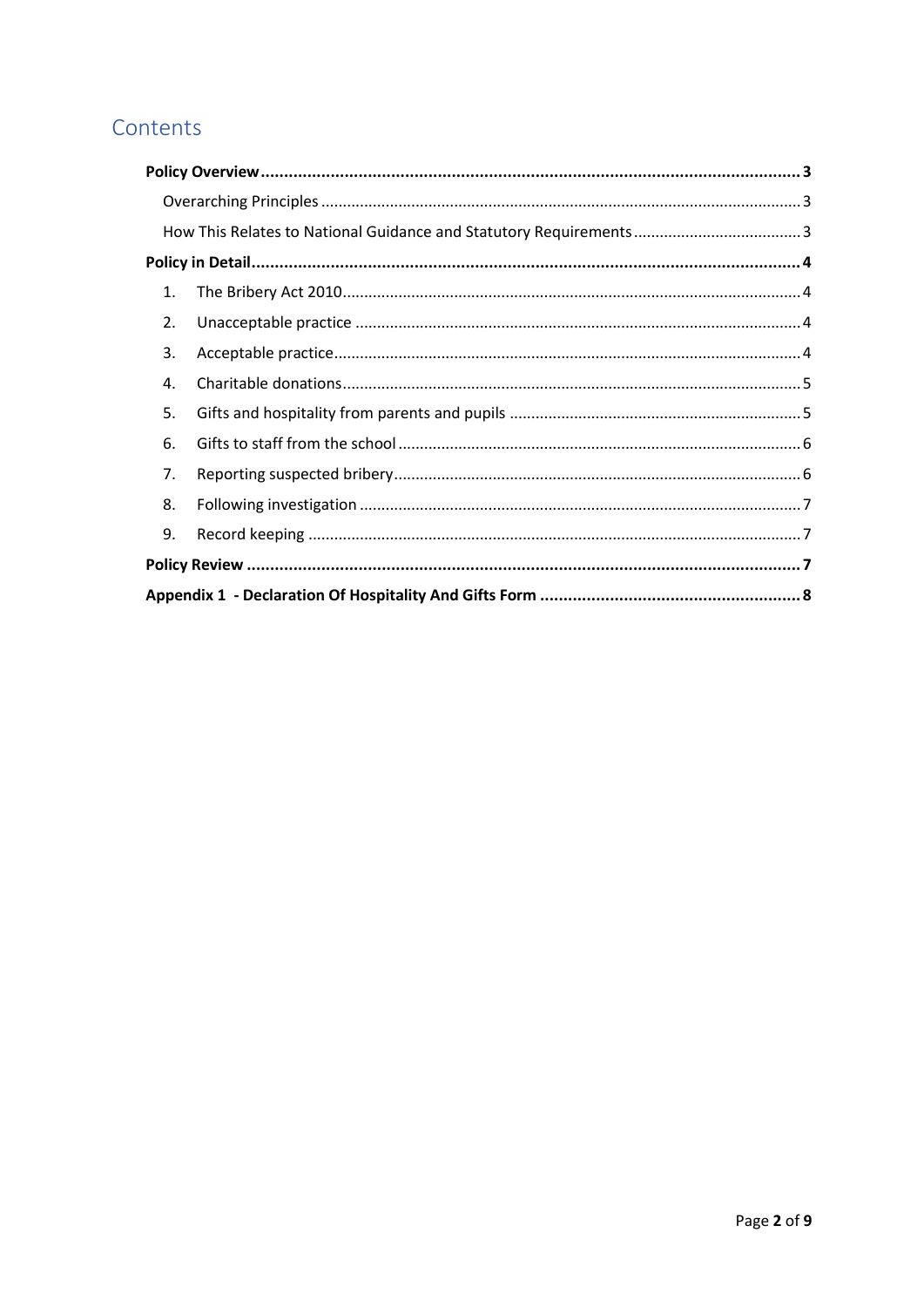# Contents

**Policy Overview** .......... **3**

Overarching Principles .......... 3

How This Relates to National Guidance and Statutory Requirements .......... 3

**Policy in Detail** .......... **4**

1. The Bribery Act 2010 .......... 4
2. Unacceptable practice .......... 4
3. Acceptable practice .......... 4
4. Charitable donations .......... 5
5. Gifts and hospitality from parents and pupils .......... 5
6. Gifts to staff from the school .......... 6
7. Reporting suspected bribery .......... 6
8. Following investigation .......... 7
9. Record keeping .......... 7

**Policy Review** .......... **7**

**Appendix 1 - Declaration Of Hospitality And Gifts Form** .......... **8**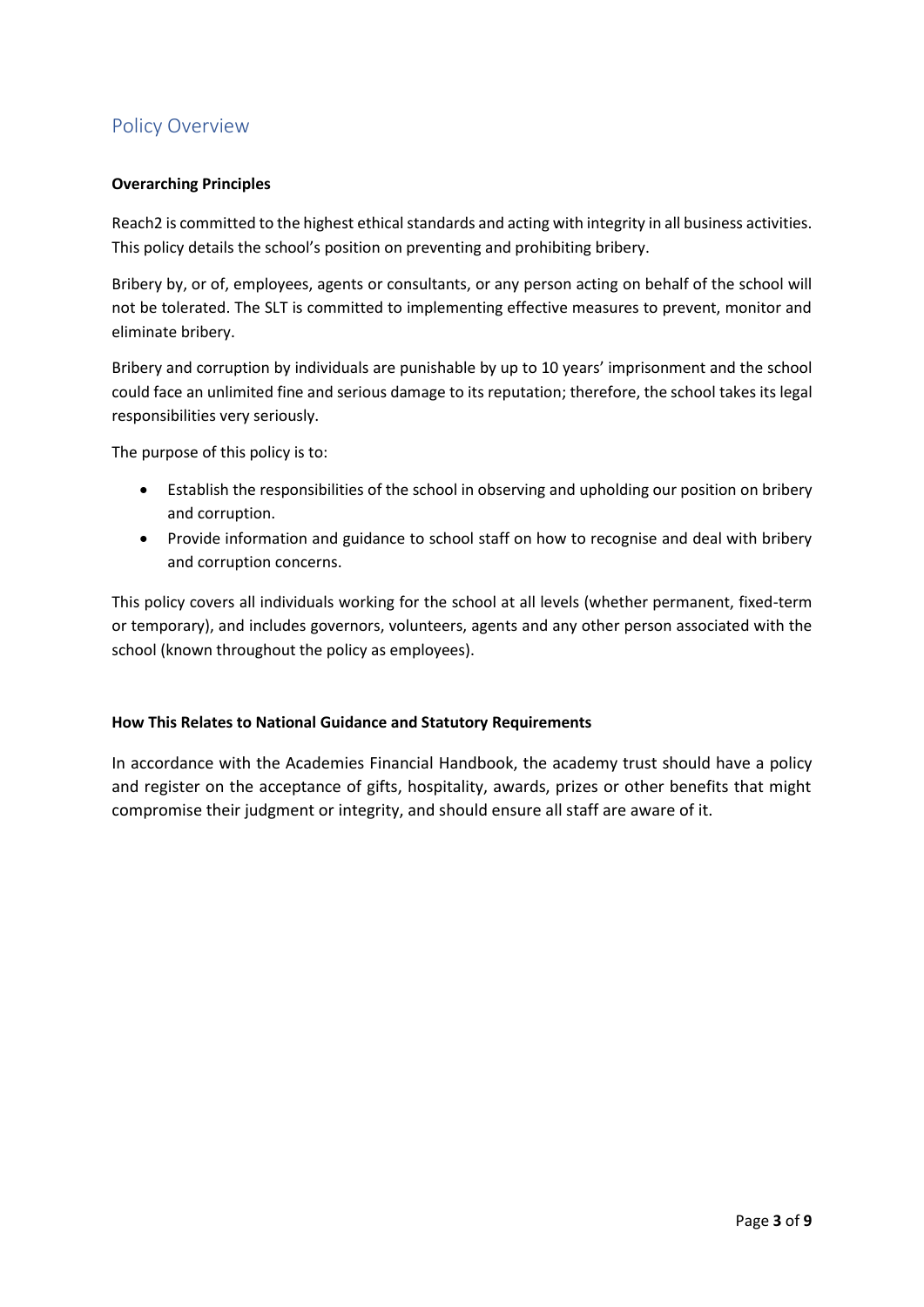## Policy Overview

**Overarching Principles**

Reach2 is committed to the highest ethical standards and acting with integrity in all business activities. This policy details the school's position on preventing and prohibiting bribery.

Bribery by, or of, employees, agents or consultants, or any person acting on behalf of the school will not be tolerated. The SLT is committed to implementing effective measures to prevent, monitor and eliminate bribery.

Bribery and corruption by individuals are punishable by up to 10 years' imprisonment and the school could face an unlimited fine and serious damage to its reputation; therefore, the school takes its legal responsibilities very seriously.

The purpose of this policy is to:

- Establish the responsibilities of the school in observing and upholding our position on bribery and corruption.
- Provide information and guidance to school staff on how to recognise and deal with bribery and corruption concerns.

This policy covers all individuals working for the school at all levels (whether permanent, fixed-term or temporary), and includes governors, volunteers, agents and any other person associated with the school (known throughout the policy as employees).

**How This Relates to National Guidance and Statutory Requirements**

In accordance with the Academies Financial Handbook, the academy trust should have a policy and register on the acceptance of gifts, hospitality, awards, prizes or other benefits that might compromise their judgment or integrity, and should ensure all staff are aware of it.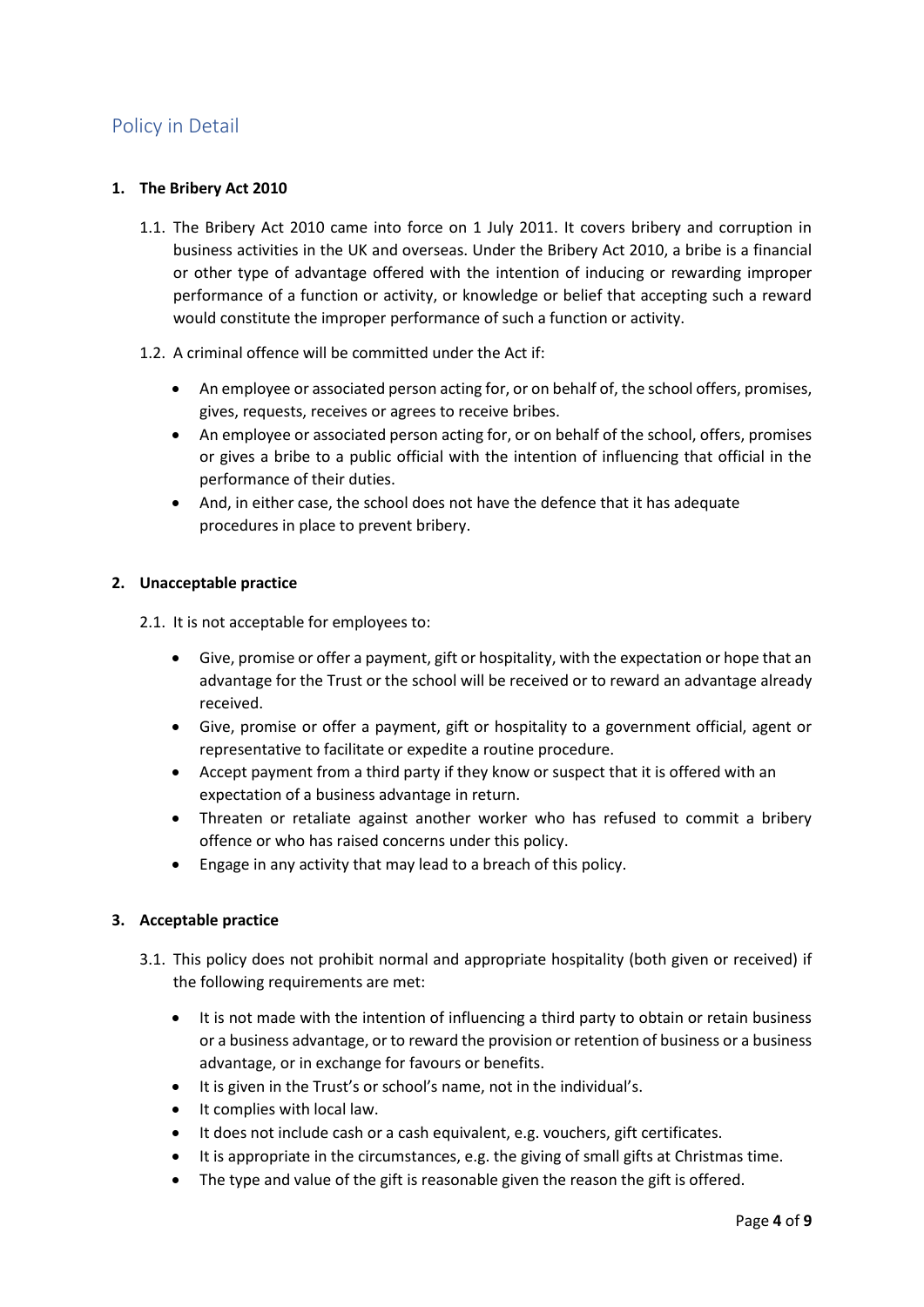## Policy in Detail

### 1. The Bribery Act 2010

1.1. The Bribery Act 2010 came into force on 1 July 2011. It covers bribery and corruption in business activities in the UK and overseas. Under the Bribery Act 2010, a bribe is a financial or other type of advantage offered with the intention of inducing or rewarding improper performance of a function or activity, or knowledge or belief that accepting such a reward would constitute the improper performance of such a function or activity.

1.2. A criminal offence will be committed under the Act if:

- An employee or associated person acting for, or on behalf of, the school offers, promises, gives, requests, receives or agrees to receive bribes.
- An employee or associated person acting for, or on behalf of the school, offers, promises or gives a bribe to a public official with the intention of influencing that official in the performance of their duties.
- And, in either case, the school does not have the defence that it has adequate procedures in place to prevent bribery.

### 2. Unacceptable practice

2.1. It is not acceptable for employees to:

- Give, promise or offer a payment, gift or hospitality, with the expectation or hope that an advantage for the Trust or the school will be received or to reward an advantage already received.
- Give, promise or offer a payment, gift or hospitality to a government official, agent or representative to facilitate or expedite a routine procedure.
- Accept payment from a third party if they know or suspect that it is offered with an expectation of a business advantage in return.
- Threaten or retaliate against another worker who has refused to commit a bribery offence or who has raised concerns under this policy.
- Engage in any activity that may lead to a breach of this policy.

### 3. Acceptable practice

3.1. This policy does not prohibit normal and appropriate hospitality (both given or received) if the following requirements are met:

- It is not made with the intention of influencing a third party to obtain or retain business or a business advantage, or to reward the provision or retention of business or a business advantage, or in exchange for favours or benefits.
- It is given in the Trust's or school's name, not in the individual's.
- It complies with local law.
- It does not include cash or a cash equivalent, e.g. vouchers, gift certificates.
- It is appropriate in the circumstances, e.g. the giving of small gifts at Christmas time.
- The type and value of the gift is reasonable given the reason the gift is offered.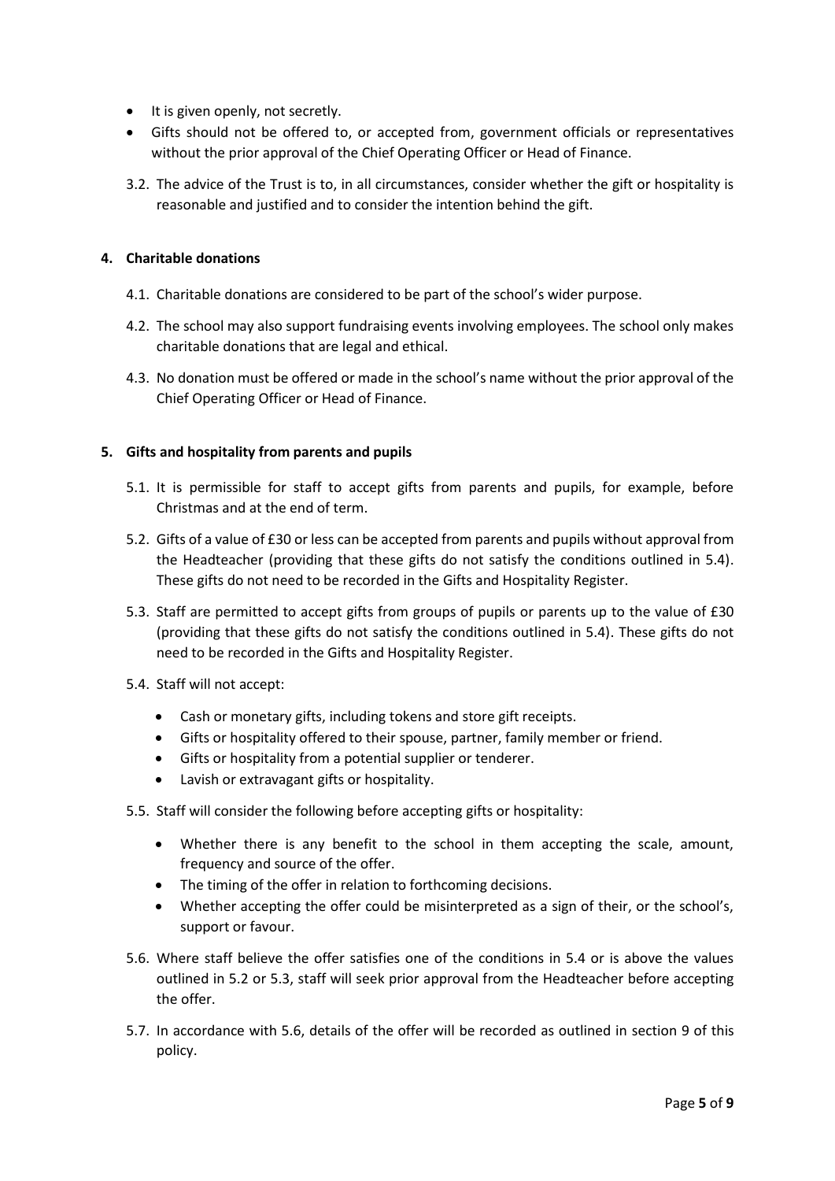- It is given openly, not secretly.
- Gifts should not be offered to, or accepted from, government officials or representatives without the prior approval of the Chief Operating Officer or Head of Finance.

3.2. The advice of the Trust is to, in all circumstances, consider whether the gift or hospitality is reasonable and justified and to consider the intention behind the gift.

## 4. Charitable donations

4.1. Charitable donations are considered to be part of the school's wider purpose.

4.2. The school may also support fundraising events involving employees. The school only makes charitable donations that are legal and ethical.

4.3. No donation must be offered or made in the school's name without the prior approval of the Chief Operating Officer or Head of Finance.

## 5. Gifts and hospitality from parents and pupils

5.1. It is permissible for staff to accept gifts from parents and pupils, for example, before Christmas and at the end of term.

5.2. Gifts of a value of £30 or less can be accepted from parents and pupils without approval from the Headteacher (providing that these gifts do not satisfy the conditions outlined in 5.4). These gifts do not need to be recorded in the Gifts and Hospitality Register.

5.3. Staff are permitted to accept gifts from groups of pupils or parents up to the value of £30 (providing that these gifts do not satisfy the conditions outlined in 5.4). These gifts do not need to be recorded in the Gifts and Hospitality Register.

5.4. Staff will not accept:

- Cash or monetary gifts, including tokens and store gift receipts.
- Gifts or hospitality offered to their spouse, partner, family member or friend.
- Gifts or hospitality from a potential supplier or tenderer.
- Lavish or extravagant gifts or hospitality.

5.5. Staff will consider the following before accepting gifts or hospitality:

- Whether there is any benefit to the school in them accepting the scale, amount, frequency and source of the offer.
- The timing of the offer in relation to forthcoming decisions.
- Whether accepting the offer could be misinterpreted as a sign of their, or the school's, support or favour.

5.6. Where staff believe the offer satisfies one of the conditions in 5.4 or is above the values outlined in 5.2 or 5.3, staff will seek prior approval from the Headteacher before accepting the offer.

5.7. In accordance with 5.6, details of the offer will be recorded as outlined in section 9 of this policy.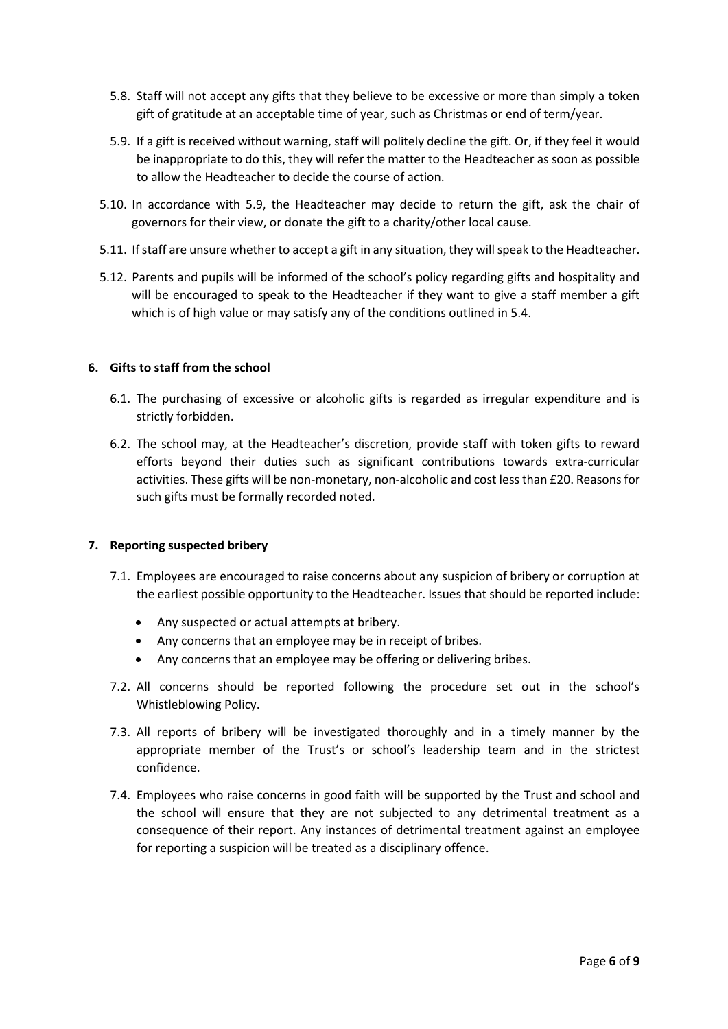5.8. Staff will not accept any gifts that they believe to be excessive or more than simply a token gift of gratitude at an acceptable time of year, such as Christmas or end of term/year.

5.9. If a gift is received without warning, staff will politely decline the gift. Or, if they feel it would be inappropriate to do this, they will refer the matter to the Headteacher as soon as possible to allow the Headteacher to decide the course of action.

5.10. In accordance with 5.9, the Headteacher may decide to return the gift, ask the chair of governors for their view, or donate the gift to a charity/other local cause.

5.11. If staff are unsure whether to accept a gift in any situation, they will speak to the Headteacher.

5.12. Parents and pupils will be informed of the school's policy regarding gifts and hospitality and will be encouraged to speak to the Headteacher if they want to give a staff member a gift which is of high value or may satisfy any of the conditions outlined in 5.4.

## 6. Gifts to staff from the school

6.1. The purchasing of excessive or alcoholic gifts is regarded as irregular expenditure and is strictly forbidden.

6.2. The school may, at the Headteacher's discretion, provide staff with token gifts to reward efforts beyond their duties such as significant contributions towards extra-curricular activities. These gifts will be non-monetary, non-alcoholic and cost less than £20. Reasons for such gifts must be formally recorded noted.

## 7. Reporting suspected bribery

7.1. Employees are encouraged to raise concerns about any suspicion of bribery or corruption at the earliest possible opportunity to the Headteacher. Issues that should be reported include:

- Any suspected or actual attempts at bribery.
- Any concerns that an employee may be in receipt of bribes.
- Any concerns that an employee may be offering or delivering bribes.

7.2. All concerns should be reported following the procedure set out in the school's Whistleblowing Policy.

7.3. All reports of bribery will be investigated thoroughly and in a timely manner by the appropriate member of the Trust's or school's leadership team and in the strictest confidence.

7.4. Employees who raise concerns in good faith will be supported by the Trust and school and the school will ensure that they are not subjected to any detrimental treatment as a consequence of their report. Any instances of detrimental treatment against an employee for reporting a suspicion will be treated as a disciplinary offence.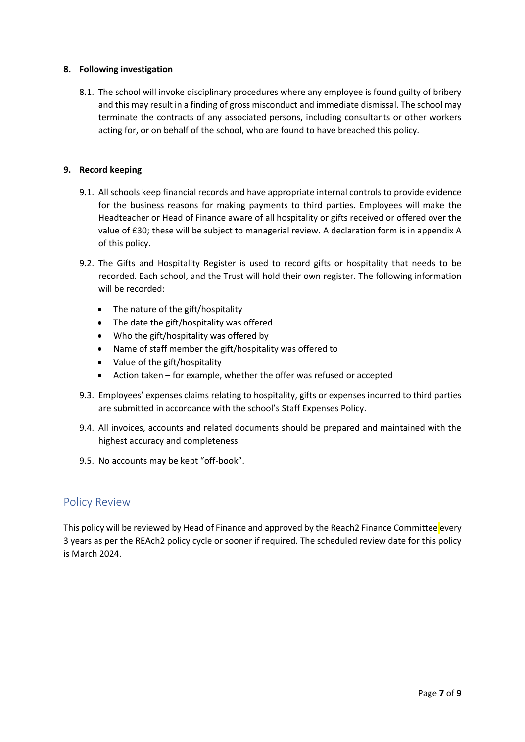## 8. Following investigation

8.1. The school will invoke disciplinary procedures where any employee is found guilty of bribery and this may result in a finding of gross misconduct and immediate dismissal. The school may terminate the contracts of any associated persons, including consultants or other workers acting for, or on behalf of the school, who are found to have breached this policy.

## 9. Record keeping

9.1. All schools keep financial records and have appropriate internal controls to provide evidence for the business reasons for making payments to third parties. Employees will make the Headteacher or Head of Finance aware of all hospitality or gifts received or offered over the value of £30; these will be subject to managerial review. A declaration form is in appendix A of this policy.

9.2. The Gifts and Hospitality Register is used to record gifts or hospitality that needs to be recorded. Each school, and the Trust will hold their own register. The following information will be recorded:

- The nature of the gift/hospitality
- The date the gift/hospitality was offered
- Who the gift/hospitality was offered by
- Name of staff member the gift/hospitality was offered to
- Value of the gift/hospitality
- Action taken – for example, whether the offer was refused or accepted

9.3. Employees' expenses claims relating to hospitality, gifts or expenses incurred to third parties are submitted in accordance with the school's Staff Expenses Policy.

9.4. All invoices, accounts and related documents should be prepared and maintained with the highest accuracy and completeness.

9.5. No accounts may be kept "off-book".

# Policy Review

This policy will be reviewed by Head of Finance and approved by the Reach2 Finance Committee every 3 years as per the REAch2 policy cycle or sooner if required. The scheduled review date for this policy is March 2024.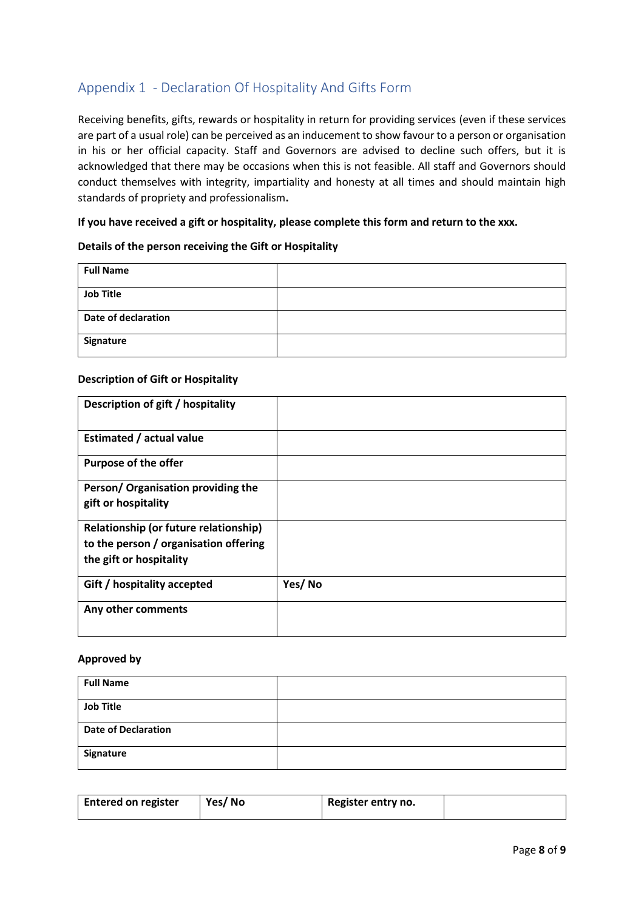## Appendix 1 - Declaration Of Hospitality And Gifts Form

Receiving benefits, gifts, rewards or hospitality in return for providing services (even if these services are part of a usual role) can be perceived as an inducement to show favour to a person or organisation in his or her official capacity. Staff and Governors are advised to decline such offers, but it is acknowledged that there may be occasions when this is not feasible. All staff and Governors should conduct themselves with integrity, impartiality and honesty at all times and should maintain high standards of propriety and professionalism.

**If you have received a gift or hospitality, please complete this form and return to the xxx.**

**Details of the person receiving the Gift or Hospitality**

| | |
|---|---|
| **Full Name** | |
| **Job Title** | |
| **Date of declaration** | |
| **Signature** | |

**Description of Gift or Hospitality**

| | |
|---|---|
| **Description of gift / hospitality** | |
| **Estimated / actual value** | |
| **Purpose of the offer** | |
| **Person/ Organisation providing the gift or hospitality** | |
| **Relationship (or future relationship) to the person / organisation offering the gift or hospitality** | |
| **Gift / hospitality accepted** | **Yes/ No** |
| **Any other comments** | |

**Approved by**

| | |
|---|---|
| **Full Name** | |
| **Job Title** | |
| **Date of Declaration** | |
| **Signature** | |

| | | | |
|---|---|---|---|
| **Entered on register** | **Yes/ No** | **Register entry no.** | |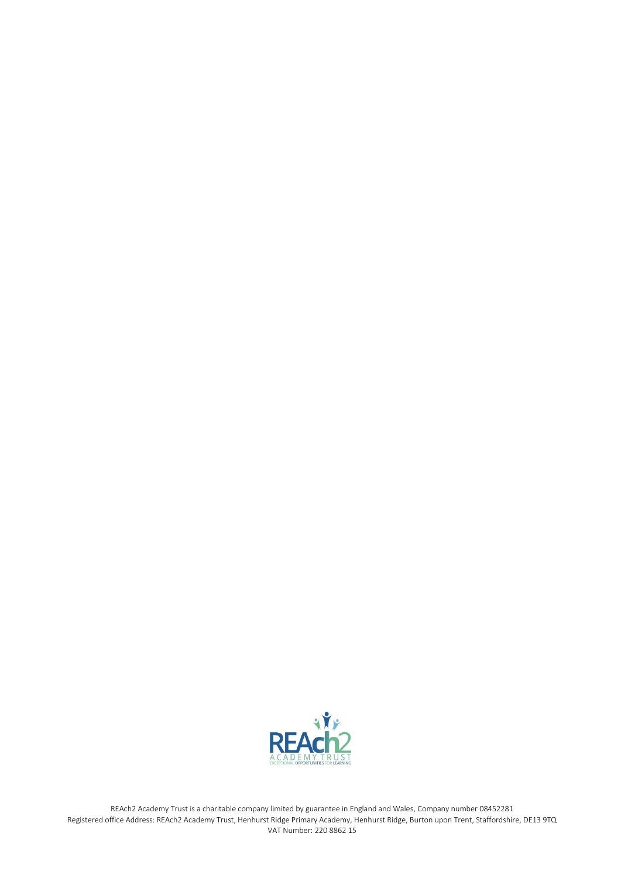REAch2 Academy Trust is a charitable company limited by guarantee in England and Wales, Company number 08452281
Registered office Address: REAch2 Academy Trust, Henhurst Ridge Primary Academy, Henhurst Ridge, Burton upon Trent, Staffordshire, DE13 9TQ
VAT Number: 220 8862 15